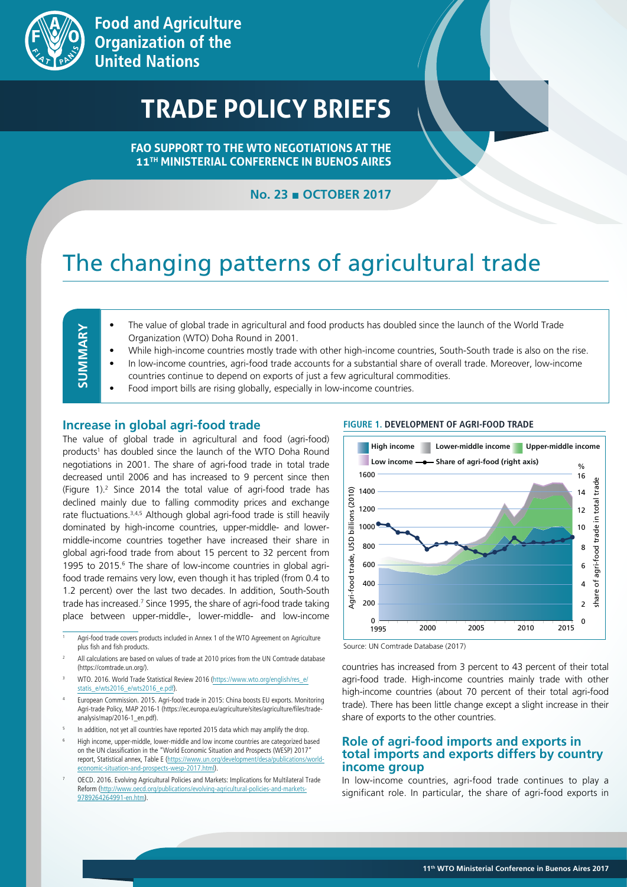Food and Agriculture Organization of the United Nations

# TRADE POLICY BRIEFS

**FAO SUPPORT TO THE WTO NEGOTIATIONS AT THE 11TH MINISTERIAL CONFERENCE IN BUENOS AIRES**

**No. 23 ■ OCTOBER 2017**

# The changing patterns of agricultural trade

**SUMMARY**

- The value of global trade in agricultural and food products has doubled since the launch of the World Trade Organization (WTO) Doha Round in 2001.
- While high-income countries mostly trade with other high-income countries, South-South trade is also on the rise.
- In low-income countries, agri-food trade accounts for a substantial share of overall trade. Moreover, low-income countries continue to depend on exports of just a few agricultural commodities.
- Food import bills are rising globally, especially in low-income countries.

## Increase in global agri-food trade

The value of global trade in agricultural and food (agri-food) products[1] has doubled since the launch of the WTO Doha Round negotiations in 2001. The share of agri-food trade in total trade decreased until 2006 and has increased to 9 percent since then (Figure 1).[2] Since 2014 the total value of agri-food trade has declined mainly due to falling commodity prices and exchange rate fluctuations.[3,4,5] Although global agri-food trade is still heavily dominated by high-income countries, upper-middle- and lower-middle-income countries together have increased their share in global agri-food trade from about 15 percent to 32 percent from 1995 to 2015.[6] The share of low-income countries in global agri-food trade remains very low, even though it has tripled (from 0.4 to 1.2 percent) over the last two decades. In addition, South-South trade has increased.[7] Since 1995, the share of agri-food trade taking place between upper-middle-, lower-middle- and low-income countries has increased from 3 percent to 43 percent of their total agri-food trade. High-income countries mainly trade with other high-income countries (about 70 percent of their total agri-food trade). There has been little change except a slight increase in their share of exports to the other countries.

**FIGURE 1. DEVELOPMENT OF AGRI-FOOD TRADE**

Source: UN Comtrade Database (2017)

## Role of agri-food imports and exports in total imports and exports differs by country income group

In low-income countries, agri-food trade continues to play a significant role. In particular, the share of agri-food exports in

---

[1] Agri-food trade covers products included in Annex 1 of the WTO Agreement on Agriculture plus fish and fish products.

[2] All calculations are based on values of trade at 2010 prices from the UN Comtrade database (https://comtrade.un.org/).

[3] WTO. 2016. World Trade Statistical Review 2016 (https://www.wto.org/english/res_e/statis_e/wts2016_e/wts2016_e.pdf).

[4] European Commission. 2015. Agri-food trade in 2015: China boosts EU exports. Monitoring Agri-trade Policy, MAP 2016-1 (https://ec.europa.eu/agriculture/sites/agriculture/files/trade-analysis/map/2016-1_en.pdf).

[5] In addition, not yet all countries have reported 2015 data which may amplify the drop.

[6] High income, upper-middle, lower-middle and low income countries are categorized based on the UN classification in the "World Economic Situation and Prospects (WESP) 2017" report, Statistical annex, Table E (https://www.un.org/development/desa/publications/world-economic-situation-and-prospects-wesp-2017.html).

[7] OECD. 2016. Evolving Agricultural Policies and Markets: Implications for Multilateral Trade Reform (http://www.oecd.org/publications/evolving-agricultural-policies-and-markets-9789264264991-en.htm).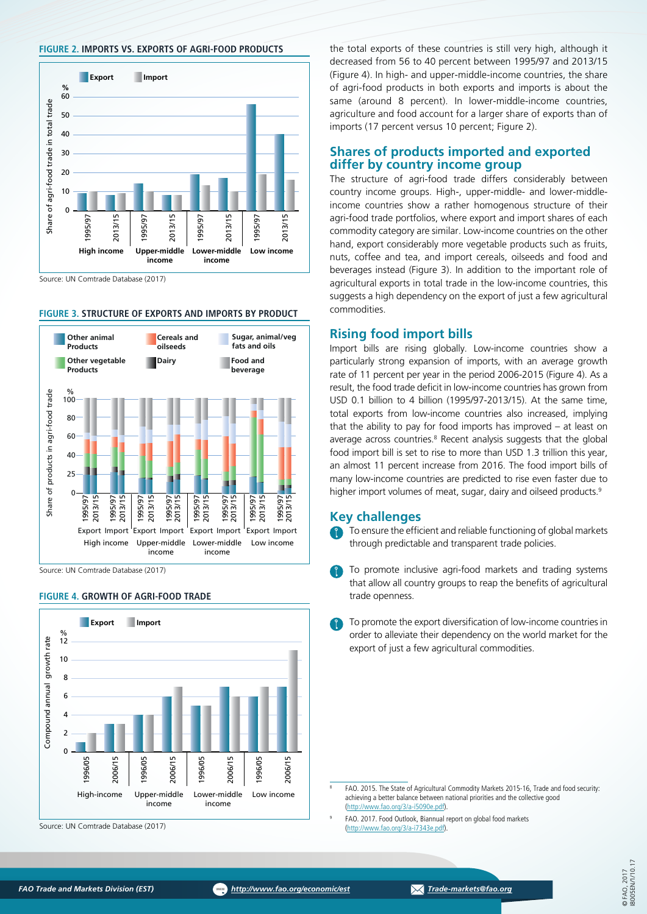**FIGURE 2. IMPORTS VS. EXPORTS OF AGRI-FOOD PRODUCTS**

Export
Import

Share of agri-food trade in total trade
%
60
50
40
30
20
10
0

1995/97
2013/15
1995/97
2013/15
1995/97
2013/15
1995/97
2013/15

High income
Upper-middle income
Lower-middle income
Low income

Source: UN Comtrade Database (2017)

**FIGURE 3. STRUCTURE OF EXPORTS AND IMPORTS BY PRODUCT**

Other animal Products
Cereals and oilseeds
Sugar, animal/veg fats and oils
Other vegetable Products
Dairy
Food and beverage

Share of products in agri-food trade
%
100
80
60
40
25
0

1995/97
2013/15

Export Import
Export Import
Export Import
Export Import

High income
Upper-middle income
Lower-middle income
Low income

Source: UN Comtrade Database (2017)

**FIGURE 4. GROWTH OF AGRI-FOOD TRADE**

Export
Import

Compound annual growth rate
%
12
10
8
6
4
2
0

1996/05
2006/15
1996/05
2006/15
1996/05
2006/15
1996/05
2006/15

High-income
Upper-middle income
Lower-middle income
Low income

Source: UN Comtrade Database (2017)

the total exports of these countries is still very high, although it decreased from 56 to 40 percent between 1995/97 and 2013/15 (Figure 4). In high- and upper-middle-income countries, the share of agri-food products in both exports and imports is about the same (around 8 percent). In lower-middle-income countries, agriculture and food account for a larger share of exports than of imports (17 percent versus 10 percent; Figure 2).

## Shares of products imported and exported differ by country income group

The structure of agri-food trade differs considerably between country income groups. High-, upper-middle- and lower-middle-income countries show a rather homogenous structure of their agri-food trade portfolios, where export and import shares of each commodity category are similar. Low-income countries on the other hand, export considerably more vegetable products such as fruits, nuts, coffee and tea, and import cereals, oilseeds and food and beverages instead (Figure 3). In addition to the important role of agricultural exports in total trade in the low-income countries, this suggests a high dependency on the export of just a few agricultural commodities.

## Rising food import bills

Import bills are rising globally. Low-income countries show a particularly strong expansion of imports, with an average growth rate of 11 percent per year in the period 2006-2015 (Figure 4). As a result, the food trade deficit in low-income countries has grown from USD 0.1 billion to 4 billion (1995/97-2013/15). At the same time, total exports from low-income countries also increased, implying that the ability to pay for food imports has improved – at least on average across countries.[8] Recent analysis suggests that the global food import bill is set to rise to more than USD 1.3 trillion this year, an almost 11 percent increase from 2016. The food import bills of many low-income countries are predicted to rise even faster due to higher import volumes of meat, sugar, dairy and oilseed products.[9]

## Key challenges

- To ensure the efficient and reliable functioning of global markets through predictable and transparent trade policies.
- To promote inclusive agri-food markets and trading systems that allow all country groups to reap the benefits of agricultural trade openness.
- To promote the export diversification of low-income countries in order to alleviate their dependency on the world market for the export of just a few agricultural commodities.

[8] FAO. 2015. The State of Agricultural Commodity Markets 2015-16, Trade and food security: achieving a better balance between national priorities and the collective good (http://www.fao.org/3/a-i5090e.pdf).

[9] FAO. 2017. Food Outlook, Biannual report on global food markets (http://www.fao.org/3/a-i7343e.pdf).

*FAO Trade and Markets Division (EST)* http://www.fao.org/economic/est Trade-markets@fao.org

© FAO, 2017 I8005EN/1/10.17